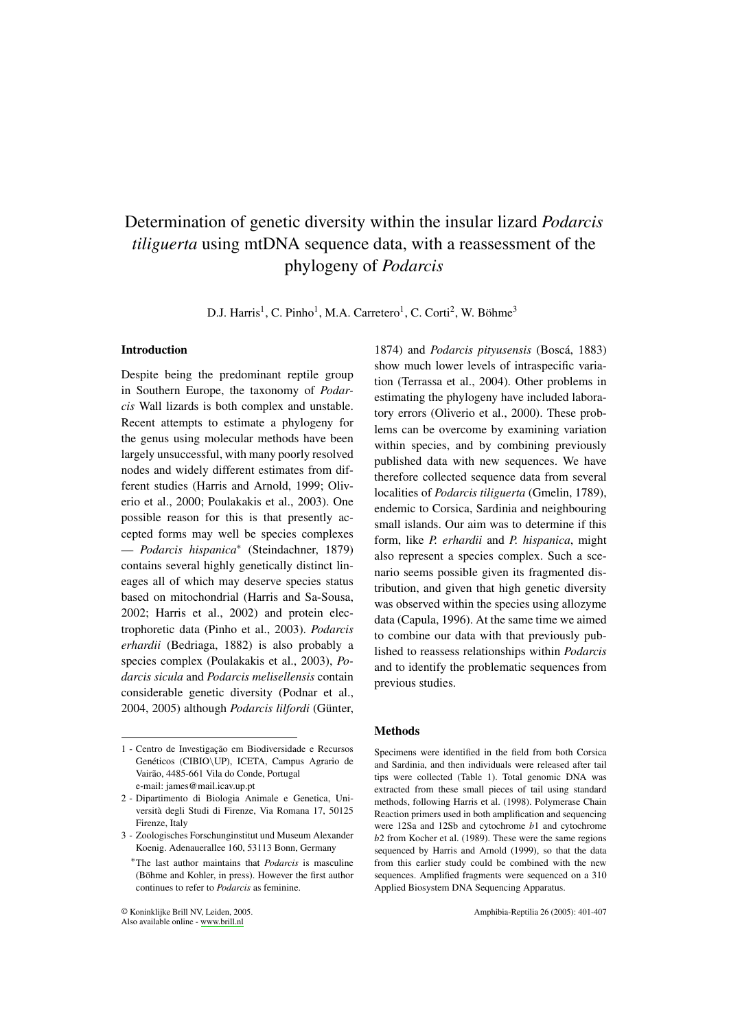# Determination of genetic diversity within the insular lizard *Podarcis tiliguerta* using mtDNA sequence data, with a reassessment of the phylogeny of *Podarcis*

D.J. Harris[1], C. Pinho[1], M.A. Carretero[1], C. Corti[2], W. Böhme[3]

## Introduction

Despite being the predominant reptile group in Southern Europe, the taxonomy of *Podarcis* Wall lizards is both complex and unstable. Recent attempts to estimate a phylogeny for the genus using molecular methods have been largely unsuccessful, with many poorly resolved nodes and widely different estimates from different studies (Harris and Arnold, 1999; Oliverio et al., 2000; Poulakakis et al., 2003). One possible reason for this is that presently accepted forms may well be species complexes — *Podarcis hispanica*\* (Steindachner, 1879) contains several highly genetically distinct lineages all of which may deserve species status based on mitochondrial (Harris and Sa-Sousa, 2002; Harris et al., 2002) and protein electrophoretic data (Pinho et al., 2003). *Podarcis erhardii* (Bedriaga, 1882) is also probably a species complex (Poulakakis et al., 2003), *Podarcis sicula* and *Podarcis melisellensis* contain considerable genetic diversity (Podnar et al., 2004, 2005) although *Podarcis lilfordi* (Günter, 1874) and *Podarcis pityusensis* (Boscá, 1883) show much lower levels of intraspecific variation (Terrassa et al., 2004). Other problems in estimating the phylogeny have included laboratory errors (Oliverio et al., 2000). These problems can be overcome by examining variation within species, and by combining previously published data with new sequences. We have therefore collected sequence data from several localities of *Podarcis tiliguerta* (Gmelin, 1789), endemic to Corsica, Sardinia and neighbouring small islands. Our aim was to determine if this form, like *P. erhardii* and *P. hispanica*, might also represent a species complex. Such a scenario seems possible given its fragmented distribution, and given that high genetic diversity was observed within the species using allozyme data (Capula, 1996). At the same time we aimed to combine our data with that previously published to reassess relationships within *Podarcis* and to identify the problematic sequences from previous studies.

## Methods

Specimens were identified in the field from both Corsica and Sardinia, and then individuals were released after tail tips were collected (Table 1). Total genomic DNA was extracted from these small pieces of tail using standard methods, following Harris et al. (1998). Polymerase Chain Reaction primers used in both amplification and sequencing were 12Sa and 12Sb and cytochrome *b*1 and cytochrome *b*2 from Kocher et al. (1989). These were the same regions sequenced by Harris and Arnold (1999), so that the data from this earlier study could be combined with the new sequences. Amplified fragments were sequenced on a 310 Applied Biosystem DNA Sequencing Apparatus.

---

1 - Centro de Investigação em Biodiversidade e Recursos Genéticos (CIBIO\UP), ICETA, Campus Agrario de Vairão, 4485-661 Vila do Conde, Portugal
e-mail: james@mail.icav.up.pt

2 - Dipartimento di Biologia Animale e Genetica, Università degli Studi di Firenze, Via Romana 17, 50125 Firenze, Italy

3 - Zoologisches Forschunginstitut und Museum Alexander Koenig. Adenauerallee 160, 53113 Bonn, Germany

\*The last author maintains that *Podarcis* is masculine (Böhme and Kohler, in press). However the first author continues to refer to *Podarcis* as feminine.

© Koninklijke Brill NV, Leiden, 2005.
Also available online - www.brill.nl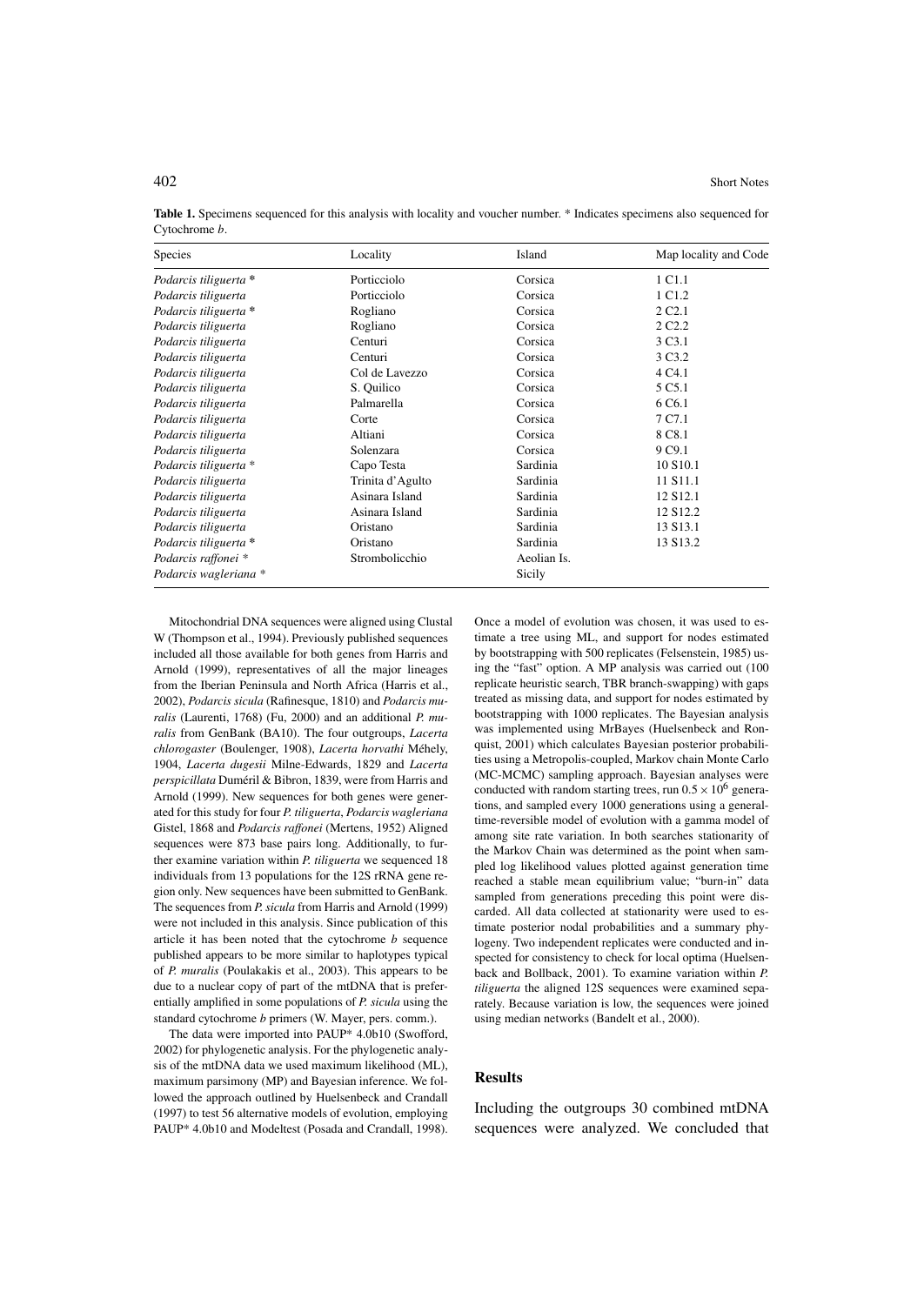**Table 1.** Specimens sequenced for this analysis with locality and voucher number. * Indicates specimens also sequenced for Cytochrome *b*.

| Species | Locality | Island | Map locality and Code |
|---|---|---|---|
| *Podarcis tiliguerta* * | Porticciolo | Corsica | 1 C1.1 |
| *Podarcis tiliguerta* | Porticciolo | Corsica | 1 C1.2 |
| *Podarcis tiliguerta* * | Rogliano | Corsica | 2 C2.1 |
| *Podarcis tiliguerta* | Rogliano | Corsica | 2 C2.2 |
| *Podarcis tiliguerta* | Centuri | Corsica | 3 C3.1 |
| *Podarcis tiliguerta* | Centuri | Corsica | 3 C3.2 |
| *Podarcis tiliguerta* | Col de Lavezzo | Corsica | 4 C4.1 |
| *Podarcis tiliguerta* | S. Quilico | Corsica | 5 C5.1 |
| *Podarcis tiliguerta* | Palmarella | Corsica | 6 C6.1 |
| *Podarcis tiliguerta* | Corte | Corsica | 7 C7.1 |
| *Podarcis tiliguerta* | Altiani | Corsica | 8 C8.1 |
| *Podarcis tiliguerta* | Solenzara | Corsica | 9 C9.1 |
| *Podarcis tiliguerta* * | Capo Testa | Sardinia | 10 S10.1 |
| *Podarcis tiliguerta* | Trinita d'Agulto | Sardinia | 11 S11.1 |
| *Podarcis tiliguerta* | Asinara Island | Sardinia | 12 S12.1 |
| *Podarcis tiliguerta* | Asinara Island | Sardinia | 12 S12.2 |
| *Podarcis tiliguerta* | Oristano | Sardinia | 13 S13.1 |
| *Podarcis tiliguerta* * | Oristano | Sardinia | 13 S13.2 |
| *Podarcis raffonei* * | Strombolicchio | Aeolian Is. | |
| *Podarcis wagleriana* * | | Sicily | |

Mitochondrial DNA sequences were aligned using Clustal W (Thompson et al., 1994). Previously published sequences included all those available for both genes from Harris and Arnold (1999), representatives of all the major lineages from the Iberian Peninsula and North Africa (Harris et al., 2002), *Podarcis sicula* (Rafinesque, 1810) and *Podarcis muralis* (Laurenti, 1768) (Fu, 2000) and an additional *P. muralis* from GenBank (BA10). The four outgroups, *Lacerta chlorogaster* (Boulenger, 1908), *Lacerta horvathi* Méhely, 1904, *Lacerta dugesii* Milne-Edwards, 1829 and *Lacerta perspicillata* Duméril & Bibron, 1839, were from Harris and Arnold (1999). New sequences for both genes were generated for this study for four *P. tiliguerta*, *Podarcis wagleriana* Gistel, 1868 and *Podarcis raffonei* (Mertens, 1952) Aligned sequences were 873 base pairs long. Additionally, to further examine variation within *P. tiliguerta* we sequenced 18 individuals from 13 populations for the 12S rRNA gene region only. New sequences have been submitted to GenBank. The sequences from *P. sicula* from Harris and Arnold (1999) were not included in this analysis. Since publication of this article it has been noted that the cytochrome *b* sequence published appears to be more similar to haplotypes typical of *P. muralis* (Poulakakis et al., 2003). This appears to be due to a nuclear copy of part of the mtDNA that is preferentially amplified in some populations of *P. sicula* using the standard cytochrome *b* primers (W. Mayer, pers. comm.).

The data were imported into PAUP* 4.0b10 (Swofford, 2002) for phylogenetic analysis. For the phylogenetic analysis of the mtDNA data we used maximum likelihood (ML), maximum parsimony (MP) and Bayesian inference. We followed the approach outlined by Huelsenbeck and Crandall (1997) to test 56 alternative models of evolution, employing PAUP* 4.0b10 and Modeltest (Posada and Crandall, 1998). Once a model of evolution was chosen, it was used to estimate a tree using ML, and support for nodes estimated by bootstrapping with 500 replicates (Felsenstein, 1985) using the "fast" option. A MP analysis was carried out (100 replicate heuristic search, TBR branch-swapping) with gaps treated as missing data, and support for nodes estimated by bootstrapping with 1000 replicates. The Bayesian analysis was implemented using MrBayes (Huelsenbeck and Ronquist, 2001) which calculates Bayesian posterior probabilities using a Metropolis-coupled, Markov chain Monte Carlo (MC-MCMC) sampling approach. Bayesian analyses were conducted with random starting trees, run $0.5 \times 10^6$ generations, and sampled every 1000 generations using a general-time-reversible model of evolution with a gamma model of among site rate variation. In both searches stationarity of the Markov Chain was determined as the point when sampled log likelihood values plotted against generation time reached a stable mean equilibrium value; "burn-in" data sampled from generations preceding this point were discarded. All data collected at stationarity were used to estimate posterior nodal probabilities and a summary phylogeny. Two independent replicates were conducted and inspected for consistency to check for local optima (Huelsenback and Bollback, 2001). To examine variation within *P. tiliguerta* the aligned 12S sequences were examined separately. Because variation is low, the sequences were joined using median networks (Bandelt et al., 2000).

## Results

Including the outgroups 30 combined mtDNA sequences were analyzed. We concluded that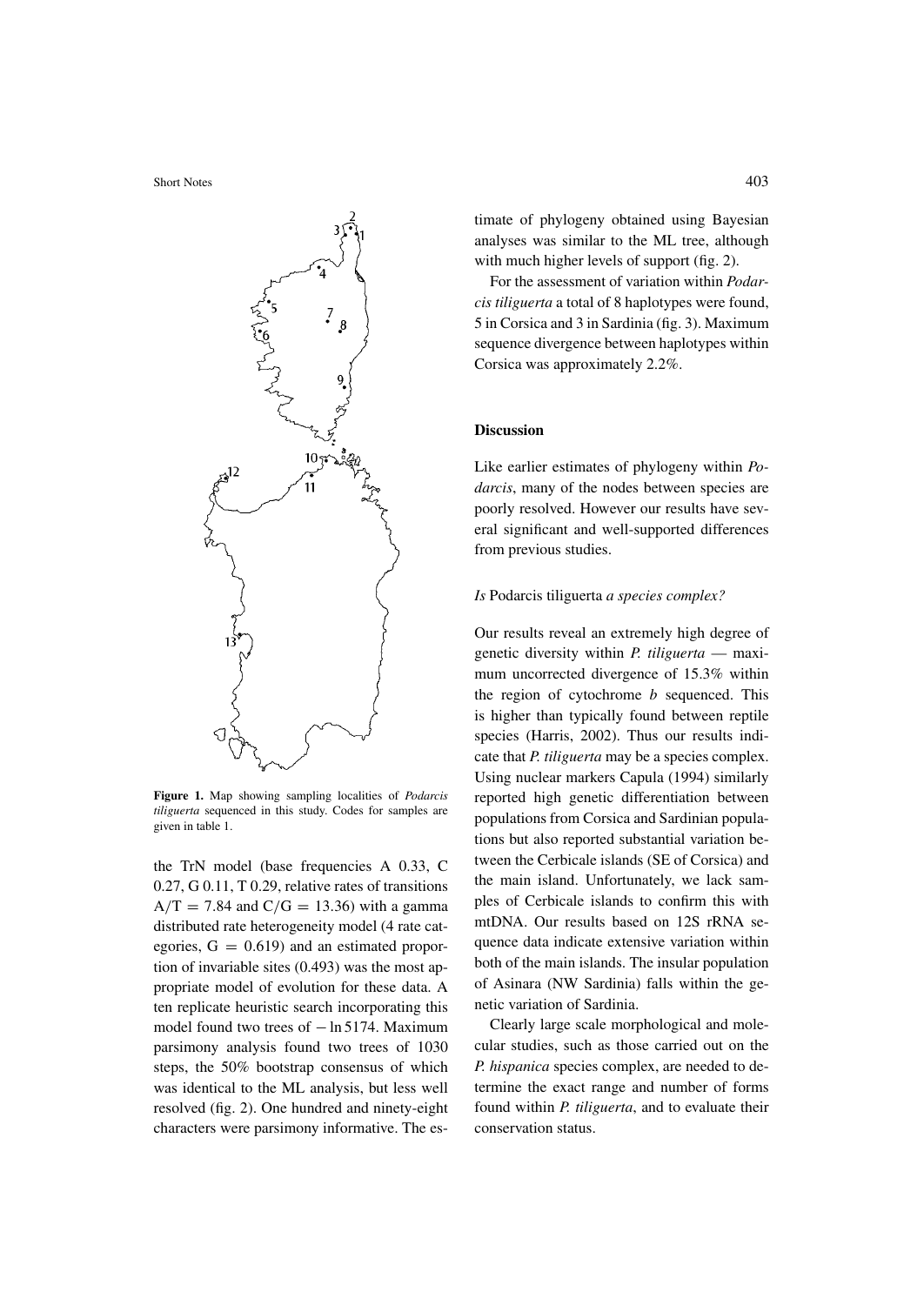**Figure 1.** Map showing sampling localities of *Podarcis tiliguerta* sequenced in this study. Codes for samples are given in table 1.

the TrN model (base frequencies A 0.33, C 0.27, G 0.11, T 0.29, relative rates of transitions $A/T = 7.84$ and $C/G = 13.36$) with a gamma distributed rate heterogeneity model (4 rate categories, $G = 0.619$) and an estimated proportion of invariable sites (0.493) was the most appropriate model of evolution for these data. A ten replicate heuristic search incorporating this model found two trees of $-\ln 5174$. Maximum parsimony analysis found two trees of 1030 steps, the 50% bootstrap consensus of which was identical to the ML analysis, but less well resolved (fig. 2). One hundred and ninety-eight characters were parsimony informative. The estimate of phylogeny obtained using Bayesian analyses was similar to the ML tree, although with much higher levels of support (fig. 2).

For the assessment of variation within *Podarcis tiliguerta* a total of 8 haplotypes were found, 5 in Corsica and 3 in Sardinia (fig. 3). Maximum sequence divergence between haplotypes within Corsica was approximately 2.2%.

## Discussion

Like earlier estimates of phylogeny within *Podarcis*, many of the nodes between species are poorly resolved. However our results have several significant and well-supported differences from previous studies.

### *Is* Podarcis tiliguerta *a species complex?*

Our results reveal an extremely high degree of genetic diversity within *P. tiliguerta* — maximum uncorrected divergence of 15.3% within the region of cytochrome *b* sequenced. This is higher than typically found between reptile species (Harris, 2002). Thus our results indicate that *P. tiliguerta* may be a species complex. Using nuclear markers Capula (1994) similarly reported high genetic differentiation between populations from Corsica and Sardinian populations but also reported substantial variation between the Cerbicale islands (SE of Corsica) and the main island. Unfortunately, we lack samples of Cerbicale islands to confirm this with mtDNA. Our results based on 12S rRNA sequence data indicate extensive variation within both of the main islands. The insular population of Asinara (NW Sardinia) falls within the genetic variation of Sardinia.

Clearly large scale morphological and molecular studies, such as those carried out on the *P. hispanica* species complex, are needed to determine the exact range and number of forms found within *P. tiliguerta*, and to evaluate their conservation status.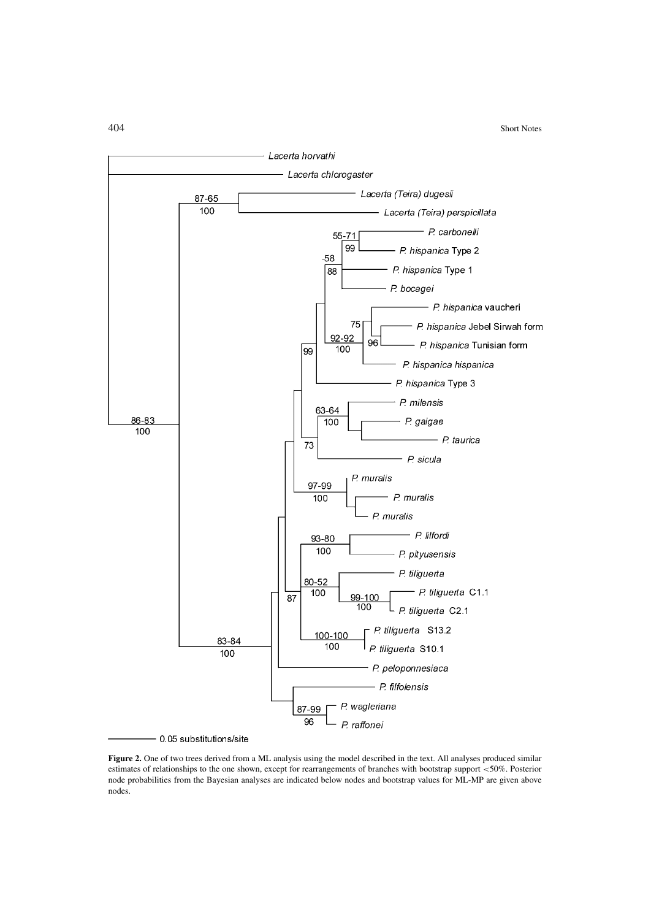**Figure 2.** One of two trees derived from a ML analysis using the model described in the text. All analyses produced similar estimates of relationships to the one shown, except for rearrangements of branches with bootstrap support <50%. Posterior node probabilities from the Bayesian analyses are indicated below nodes and bootstrap values for ML-MP are given above nodes.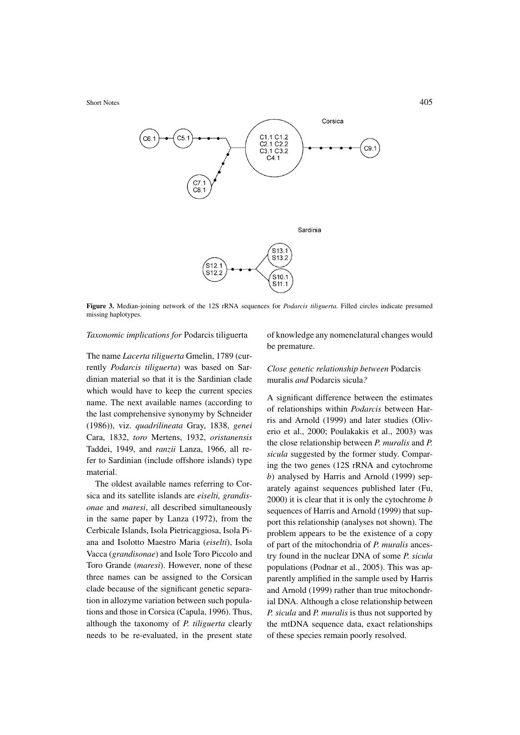**Figure 3.** Median-joining network of the 12S rRNA sequences for *Podarcis tiliguerta.* Filled circles indicate presumed missing haplotypes.

*Taxonomic implications for* Podarcis tiliguerta

The name *Lacerta tiliguerta* Gmelin, 1789 (currently *Podarcis tiliguerta*) was based on Sardinian material so that it is the Sardinian clade which would have to keep the current species name. The next available names (according to the last comprehensive synonymy by Schneider (1986)), viz. *quadrilineata* Gray, 1838, *genei* Cara, 1832, *toro* Mertens, 1932, *oristanensis* Taddei, 1949, and *ranzii* Lanza, 1966, all refer to Sardinian (include offshore islands) type material.

The oldest available names referring to Corsica and its satellite islands are *eiselti, grandisonae* and *maresi*, all described simultaneously in the same paper by Lanza (1972), from the Cerbicale Islands, Isola Pietricaggiosa, Isola Piana and Isolotto Maestro Maria (*eiselti*), Isola Vacca (*grandisonae*) and Isole Toro Piccolo and Toro Grande (*maresi*). However, none of these three names can be assigned to the Corsican clade because of the significant genetic separation in allozyme variation between such populations and those in Corsica (Capula, 1996). Thus, although the taxonomy of *P. tiliguerta* clearly needs to be re-evaluated, in the present state of knowledge any nomenclatural changes would be premature.

*Close genetic relationship between* Podarcis muralis *and* Podarcis sicula*?*

A significant difference between the estimates of relationships within *Podarcis* between Harris and Arnold (1999) and later studies (Oliverio et al., 2000; Poulakakis et al., 2003) was the close relationship between *P. muralis* and *P. sicula* suggested by the former study. Comparing the two genes (12S rRNA and cytochrome *b*) analysed by Harris and Arnold (1999) separately against sequences published later (Fu, 2000) it is clear that it is only the cytochrome *b* sequences of Harris and Arnold (1999) that support this relationship (analyses not shown). The problem appears to be the existence of a copy of part of the mitochondria of *P. muralis* ancestry found in the nuclear DNA of some *P. sicula* populations (Podnar et al., 2005). This was apparently amplified in the sample used by Harris and Arnold (1999) rather than true mitochondrial DNA. Although a close relationship between *P. sicula* and *P. muralis* is thus not supported by the mtDNA sequence data, exact relationships of these species remain poorly resolved.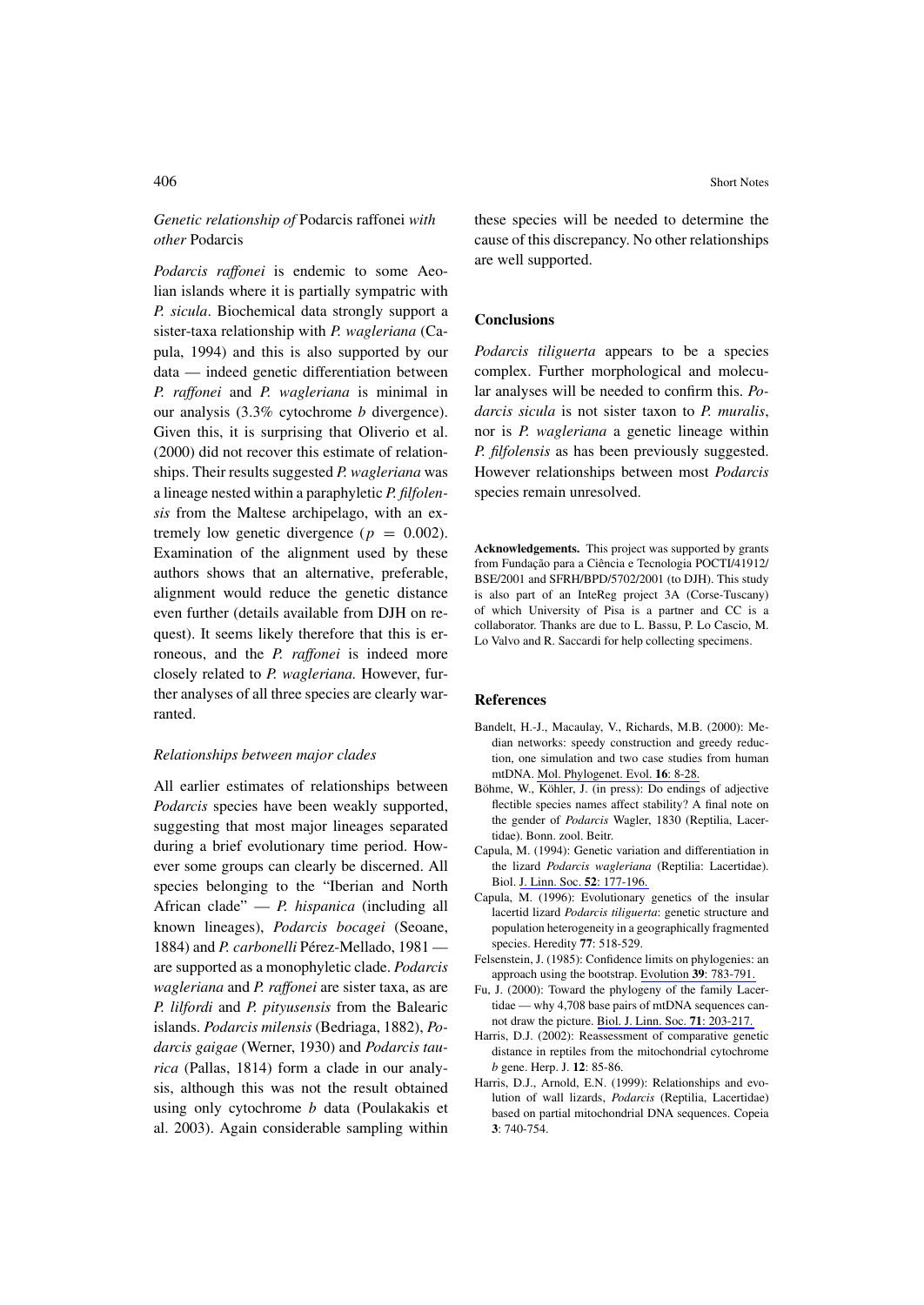*Genetic relationship of* Podarcis raffonei *with other* Podarcis

*Podarcis raffonei* is endemic to some Aeolian islands where it is partially sympatric with *P. sicula*. Biochemical data strongly support a sister-taxa relationship with *P. wagleriana* (Capula, 1994) and this is also supported by our data — indeed genetic differentiation between *P. raffonei* and *P. wagleriana* is minimal in our analysis (3.3% cytochrome *b* divergence). Given this, it is surprising that Oliverio et al. (2000) did not recover this estimate of relationships. Their results suggested *P. wagleriana* was a lineage nested within a paraphyletic *P. filfolensis* from the Maltese archipelago, with an extremely low genetic divergence ($p = 0.002$). Examination of the alignment used by these authors shows that an alternative, preferable, alignment would reduce the genetic distance even further (details available from DJH on request). It seems likely therefore that this is erroneous, and the *P. raffonei* is indeed more closely related to *P. wagleriana.* However, further analyses of all three species are clearly warranted.

*Relationships between major clades*

All earlier estimates of relationships between *Podarcis* species have been weakly supported, suggesting that most major lineages separated during a brief evolutionary time period. However some groups can clearly be discerned. All species belonging to the "Iberian and North African clade" — *P. hispanica* (including all known lineages), *Podarcis bocagei* (Seoane, 1884) and *P. carbonelli* Pérez-Mellado, 1981 — are supported as a monophyletic clade. *Podarcis wagleriana* and *P. raffonei* are sister taxa, as are *P. lilfordi* and *P. pityusensis* from the Balearic islands. *Podarcis milensis* (Bedriaga, 1882), *Podarcis gaigae* (Werner, 1930) and *Podarcis taurica* (Pallas, 1814) form a clade in our analysis, although this was not the result obtained using only cytochrome *b* data (Poulakakis et al. 2003). Again considerable sampling within these species will be needed to determine the cause of this discrepancy. No other relationships are well supported.

## Conclusions

*Podarcis tiliguerta* appears to be a species complex. Further morphological and molecular analyses will be needed to confirm this. *Podarcis sicula* is not sister taxon to *P. muralis*, nor is *P. wagleriana* a genetic lineage within *P. filfolensis* as has been previously suggested. However relationships between most *Podarcis* species remain unresolved.

**Acknowledgements.** This project was supported by grants from Fundação para a Ciência e Tecnologia POCTI/41912/BSE/2001 and SFRH/BPD/5702/2001 (to DJH). This study is also part of an InteReg project 3A (Corse-Tuscany) of which University of Pisa is a partner and CC is a collaborator. Thanks are due to L. Bassu, P. Lo Cascio, M. Lo Valvo and R. Saccardi for help collecting specimens.

## References

Bandelt, H.-J., Macaulay, V., Richards, M.B. (2000): Median networks: speedy construction and greedy reduction, one simulation and two case studies from human mtDNA. Mol. Phylogenet. Evol. **16**: 8-28.

Böhme, W., Köhler, J. (in press): Do endings of adjective flectible species names affect stability? A final note on the gender of *Podarcis* Wagler, 1830 (Reptilia, Lacertidae). Bonn. zool. Beitr.

Capula, M. (1994): Genetic variation and differentiation in the lizard *Podarcis wagleriana* (Reptilia: Lacertidae). Biol. J. Linn. Soc. **52**: 177-196.

Capula, M. (1996): Evolutionary genetics of the insular lacertid lizard *Podarcis tiliguerta*: genetic structure and population heterogeneity in a geographically fragmented species. Heredity **77**: 518-529.

Felsenstein, J. (1985): Confidence limits on phylogenies: an approach using the bootstrap. Evolution **39**: 783-791.

Fu, J. (2000): Toward the phylogeny of the family Lacertidae — why 4,708 base pairs of mtDNA sequences cannot draw the picture. Biol. J. Linn. Soc. **71**: 203-217.

Harris, D.J. (2002): Reassessment of comparative genetic distance in reptiles from the mitochondrial cytochrome *b* gene. Herp. J. **12**: 85-86.

Harris, D.J., Arnold, E.N. (1999): Relationships and evolution of wall lizards, *Podarcis* (Reptilia, Lacertidae) based on partial mitochondrial DNA sequences. Copeia **3**: 740-754.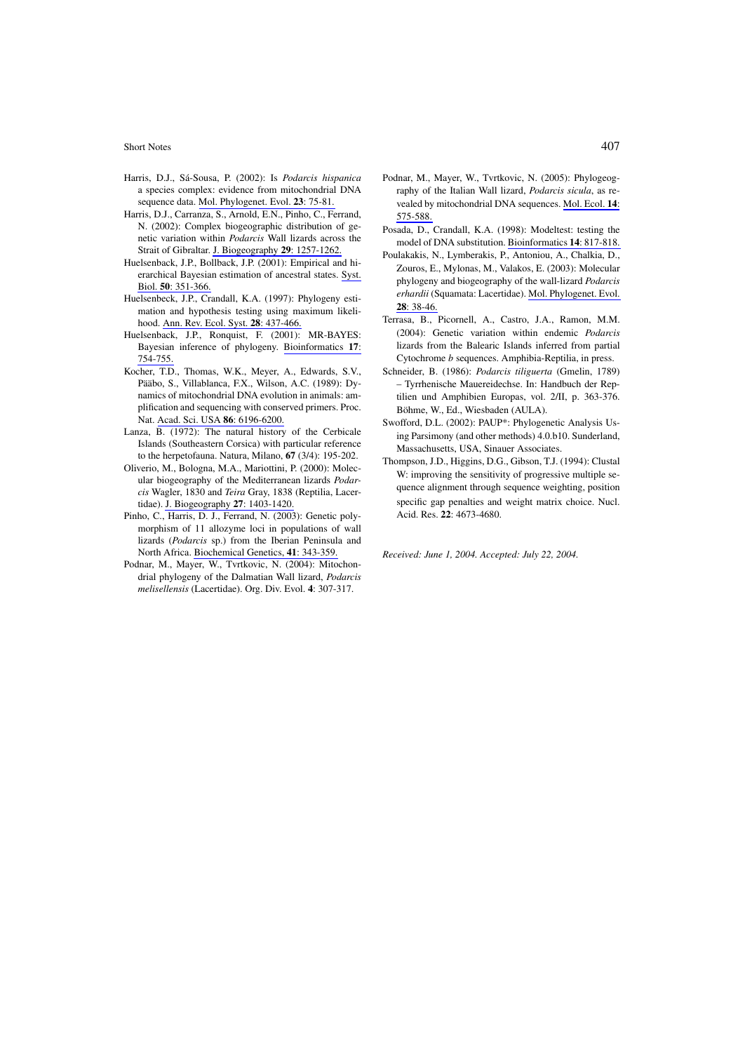Harris, D.J., Sá-Sousa, P. (2002): Is *Podarcis hispanica* a species complex: evidence from mitochondrial DNA sequence data. Mol. Phylogenet. Evol. **23**: 75-81.

Harris, D.J., Carranza, S., Arnold, E.N., Pinho, C., Ferrand, N. (2002): Complex biogeographic distribution of genetic variation within *Podarcis* Wall lizards across the Strait of Gibraltar. J. Biogeography **29**: 1257-1262.

Huelsenback, J.P., Bollback, J.P. (2001): Empirical and hierarchical Bayesian estimation of ancestral states. Syst. Biol. **50**: 351-366.

Huelsenbeck, J.P., Crandall, K.A. (1997): Phylogeny estimation and hypothesis testing using maximum likelihood. Ann. Rev. Ecol. Syst. **28**: 437-466.

Huelsenback, J.P., Ronquist, F. (2001): MR-BAYES: Bayesian inference of phylogeny. Bioinformatics **17**: 754-755.

Kocher, T.D., Thomas, W.K., Meyer, A., Edwards, S.V., Pääbo, S., Villablanca, F.X., Wilson, A.C. (1989): Dynamics of mitochondrial DNA evolution in animals: amplification and sequencing with conserved primers. Proc. Nat. Acad. Sci. USA **86**: 6196-6200.

Lanza, B. (1972): The natural history of the Cerbicale Islands (Southeastern Corsica) with particular reference to the herpetofauna. Natura, Milano, **67** (3/4): 195-202.

Oliverio, M., Bologna, M.A., Mariottini, P. (2000): Molecular biogeography of the Mediterranean lizards *Podarcis* Wagler, 1830 and *Teira* Gray, 1838 (Reptilia, Lacertidae). J. Biogeography **27**: 1403-1420.

Pinho, C., Harris, D. J., Ferrand, N. (2003): Genetic polymorphism of 11 allozyme loci in populations of wall lizards (*Podarcis* sp.) from the Iberian Peninsula and North Africa. Biochemical Genetics, **41**: 343-359.

Podnar, M., Mayer, W., Tvrtkovic, N. (2004): Mitochondrial phylogeny of the Dalmatian Wall lizard, *Podarcis melisellensis* (Lacertidae). Org. Div. Evol. **4**: 307-317.

Podnar, M., Mayer, W., Tvrtkovic, N. (2005): Phylogeography of the Italian Wall lizard, *Podarcis sicula*, as revealed by mitochondrial DNA sequences. Mol. Ecol. **14**: 575-588.

Posada, D., Crandall, K.A. (1998): Modeltest: testing the model of DNA substitution. Bioinformatics **14**: 817-818.

Poulakakis, N., Lymberakis, P., Antoniou, A., Chalkia, D., Zouros, E., Mylonas, M., Valakos, E. (2003): Molecular phylogeny and biogeography of the wall-lizard *Podarcis erhardii* (Squamata: Lacertidae). Mol. Phylogenet. Evol. **28**: 38-46.

Terrasa, B., Picornell, A., Castro, J.A., Ramon, M.M. (2004): Genetic variation within endemic *Podarcis* lizards from the Balearic Islands inferred from partial Cytochrome *b* sequences. Amphibia-Reptilia, in press.

Schneider, B. (1986): *Podarcis tiliguerta* (Gmelin, 1789) – Tyrrhenische Mauereidechse. In: Handbuch der Reptilien und Amphibien Europas, vol. 2/II, p. 363-376. Böhme, W., Ed., Wiesbaden (AULA).

Swofford, D.L. (2002): PAUP*: Phylogenetic Analysis Using Parsimony (and other methods) 4.0.b10. Sunderland, Massachusetts, USA, Sinauer Associates.

Thompson, J.D., Higgins, D.G., Gibson, T.J. (1994): Clustal W: improving the sensitivity of progressive multiple sequence alignment through sequence weighting, position specific gap penalties and weight matrix choice. Nucl. Acid. Res. **22**: 4673-4680.

*Received: June 1, 2004. Accepted: July 22, 2004.*